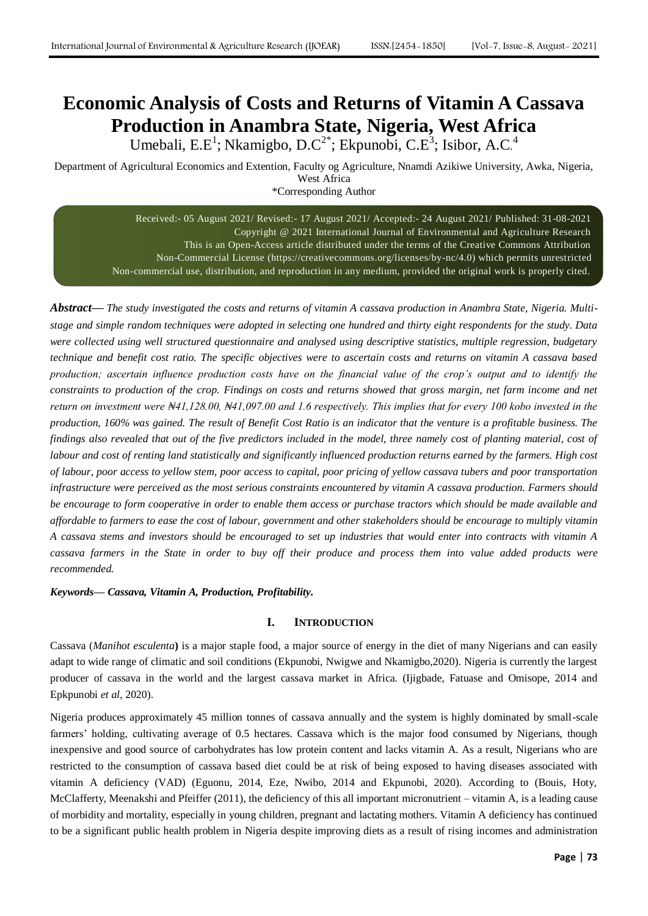# Economic Analysis of Costs and Returns of Vitamin A Cassava Production in Anambra State, Nigeria, West Africa

Umebali, E.E[1]; Nkamigbo, D.C[2*]; Ekpunobi, C.E[3]; Isibor, A.C.[4]

Department of Agricultural Economics and Extention, Faculty og Agriculture, Nnamdi Azikiwe University, Awka, Nigeria, West Africa

*Corresponding Author

Received:- 05 August 2021/ Revised:- 17 August 2021/ Accepted:- 24 August 2021/ Published: 31-08-2021
Copyright @ 2021 International Journal of Environmental and Agriculture Research
This is an Open-Access article distributed under the terms of the Creative Commons Attribution Non-Commercial License (https://creativecommons.org/licenses/by-nc/4.0) which permits unrestricted Non-commercial use, distribution, and reproduction in any medium, provided the original work is properly cited.

***Abstract***— *The study investigated the costs and returns of vitamin A cassava production in Anambra State, Nigeria. Multi-stage and simple random techniques were adopted in selecting one hundred and thirty eight respondents for the study. Data were collected using well structured questionnaire and analysed using descriptive statistics, multiple regression, budgetary technique and benefit cost ratio. The specific objectives were to ascertain costs and returns on vitamin A cassava based production; ascertain influence production costs have on the financial value of the crop's output and to identify the constraints to production of the crop. Findings on costs and returns showed that gross margin, net farm income and net return on investment were ₦41,128.00, ₦41,097.00 and 1.6 respectively. This implies that for every 100 kobo invested in the production, 160% was gained. The result of Benefit Cost Ratio is an indicator that the venture is a profitable business. The findings also revealed that out of the five predictors included in the model, three namely cost of planting material, cost of labour and cost of renting land statistically and significantly influenced production returns earned by the farmers. High cost of labour, poor access to yellow stem, poor access to capital, poor pricing of yellow cassava tubers and poor transportation infrastructure were perceived as the most serious constraints encountered by vitamin A cassava production. Farmers should be encourage to form cooperative in order to enable them access or purchase tractors which should be made available and affordable to farmers to ease the cost of labour, government and other stakeholders should be encourage to multiply vitamin A cassava stems and investors should be encouraged to set up industries that would enter into contracts with vitamin A cassava farmers in the State in order to buy off their produce and process them into value added products were recommended.*

***Keywords— Cassava, Vitamin A, Production, Profitability.***

## I. INTRODUCTION

Cassava (*Manihot esculenta*) is a major staple food, a major source of energy in the diet of many Nigerians and can easily adapt to wide range of climatic and soil conditions (Ekpunobi, Nwigwe and Nkamigbo,2020). Nigeria is currently the largest producer of cassava in the world and the largest cassava market in Africa. (Ijigbade, Fatuase and Omisope, 2014 and Epkpunobi *et al*, 2020).

Nigeria produces approximately 45 million tonnes of cassava annually and the system is highly dominated by small-scale farmers' holding, cultivating average of 0.5 hectares. Cassava which is the major food consumed by Nigerians, though inexpensive and good source of carbohydrates has low protein content and lacks vitamin A. As a result, Nigerians who are restricted to the consumption of cassava based diet could be at risk of being exposed to having diseases associated with vitamin A deficiency (VAD) (Eguonu, 2014, Eze, Nwibo, 2014 and Ekpunobi, 2020). According to (Bouis, Hoty, McClafferty, Meenakshi and Pfeiffer (2011), the deficiency of this all important micronutrient – vitamin A, is a leading cause of morbidity and mortality, especially in young children, pregnant and lactating mothers. Vitamin A deficiency has continued to be a significant public health problem in Nigeria despite improving diets as a result of rising incomes and administration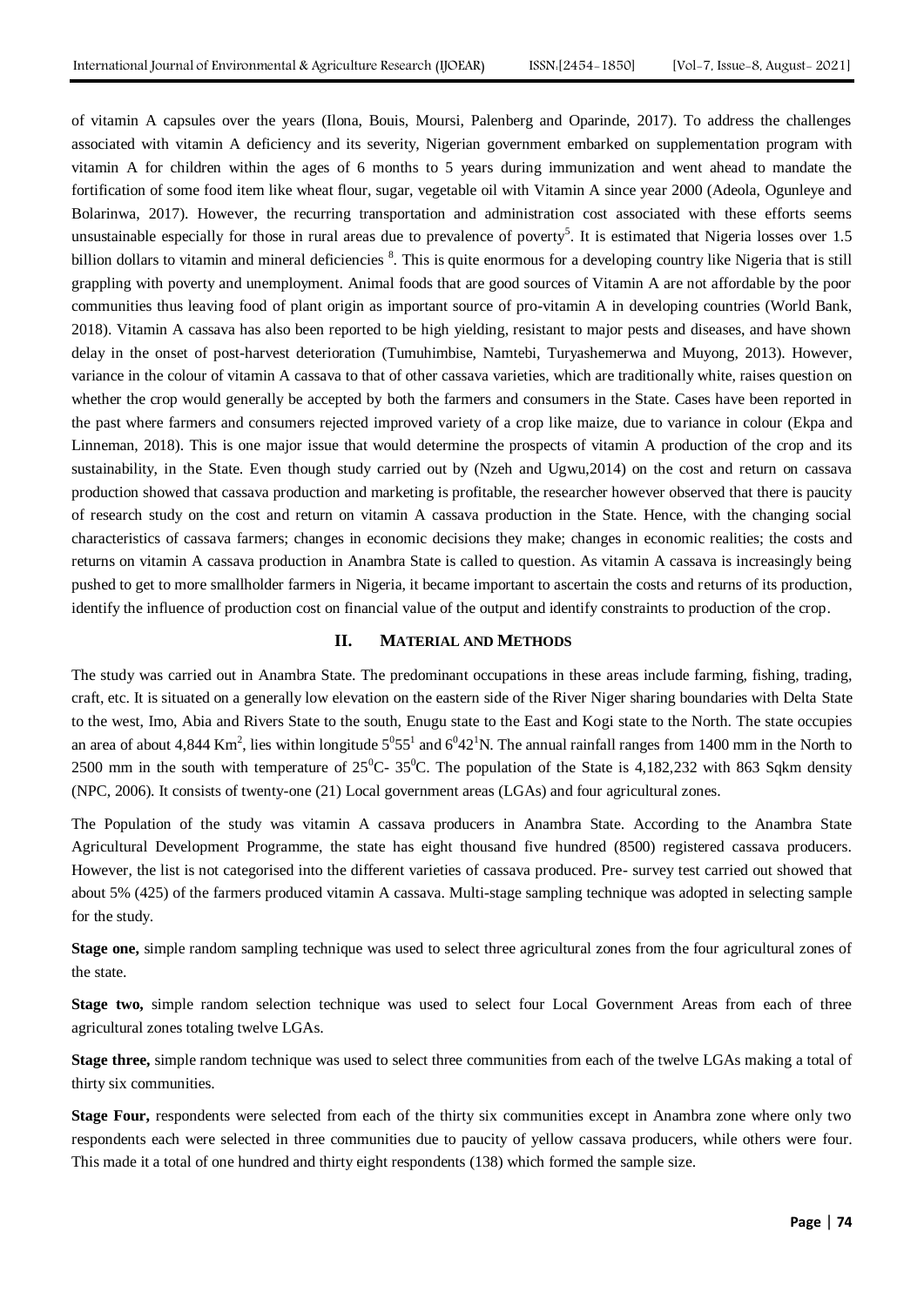of vitamin A capsules over the years (Ilona, Bouis, Moursi, Palenberg and Oparinde, 2017). To address the challenges associated with vitamin A deficiency and its severity, Nigerian government embarked on supplementation program with vitamin A for children within the ages of 6 months to 5 years during immunization and went ahead to mandate the fortification of some food item like wheat flour, sugar, vegetable oil with Vitamin A since year 2000 (Adeola, Ogunleye and Bolarinwa, 2017). However, the recurring transportation and administration cost associated with these efforts seems unsustainable especially for those in rural areas due to prevalence of poverty[5]. It is estimated that Nigeria losses over 1.5 billion dollars to vitamin and mineral deficiencies [8]. This is quite enormous for a developing country like Nigeria that is still grappling with poverty and unemployment. Animal foods that are good sources of Vitamin A are not affordable by the poor communities thus leaving food of plant origin as important source of pro-vitamin A in developing countries (World Bank, 2018). Vitamin A cassava has also been reported to be high yielding, resistant to major pests and diseases, and have shown delay in the onset of post-harvest deterioration (Tumuhimbise, Namtebi, Turyashemerwa and Muyong, 2013). However, variance in the colour of vitamin A cassava to that of other cassava varieties, which are traditionally white, raises question on whether the crop would generally be accepted by both the farmers and consumers in the State. Cases have been reported in the past where farmers and consumers rejected improved variety of a crop like maize, due to variance in colour (Ekpa and Linneman, 2018). This is one major issue that would determine the prospects of vitamin A production of the crop and its sustainability, in the State. Even though study carried out by (Nzeh and Ugwu,2014) on the cost and return on cassava production showed that cassava production and marketing is profitable, the researcher however observed that there is paucity of research study on the cost and return on vitamin A cassava production in the State. Hence, with the changing social characteristics of cassava farmers; changes in economic decisions they make; changes in economic realities; the costs and returns on vitamin A cassava production in Anambra State is called to question. As vitamin A cassava is increasingly being pushed to get to more smallholder farmers in Nigeria, it became important to ascertain the costs and returns of its production, identify the influence of production cost on financial value of the output and identify constraints to production of the crop.

## II. MATERIAL AND METHODS

The study was carried out in Anambra State. The predominant occupations in these areas include farming, fishing, trading, craft, etc. It is situated on a generally low elevation on the eastern side of the River Niger sharing boundaries with Delta State to the west, Imo, Abia and Rivers State to the south, Enugu state to the East and Kogi state to the North. The state occupies an area of about 4,844 $Km^2$, lies within longitude $5^0 55^1$ and $6^0 42^1$N. The annual rainfall ranges from 1400 mm in the North to 2500 mm in the south with temperature of $25^0$C- $35^0$C. The population of the State is 4,182,232 with 863 Sqkm density (NPC, 2006). It consists of twenty-one (21) Local government areas (LGAs) and four agricultural zones.

The Population of the study was vitamin A cassava producers in Anambra State. According to the Anambra State Agricultural Development Programme, the state has eight thousand five hundred (8500) registered cassava producers. However, the list is not categorised into the different varieties of cassava produced. Pre- survey test carried out showed that about 5% (425) of the farmers produced vitamin A cassava. Multi-stage sampling technique was adopted in selecting sample for the study.

**Stage one,** simple random sampling technique was used to select three agricultural zones from the four agricultural zones of the state.

**Stage two,** simple random selection technique was used to select four Local Government Areas from each of three agricultural zones totaling twelve LGAs.

**Stage three,** simple random technique was used to select three communities from each of the twelve LGAs making a total of thirty six communities.

**Stage Four,** respondents were selected from each of the thirty six communities except in Anambra zone where only two respondents each were selected in three communities due to paucity of yellow cassava producers, while others were four. This made it a total of one hundred and thirty eight respondents (138) which formed the sample size.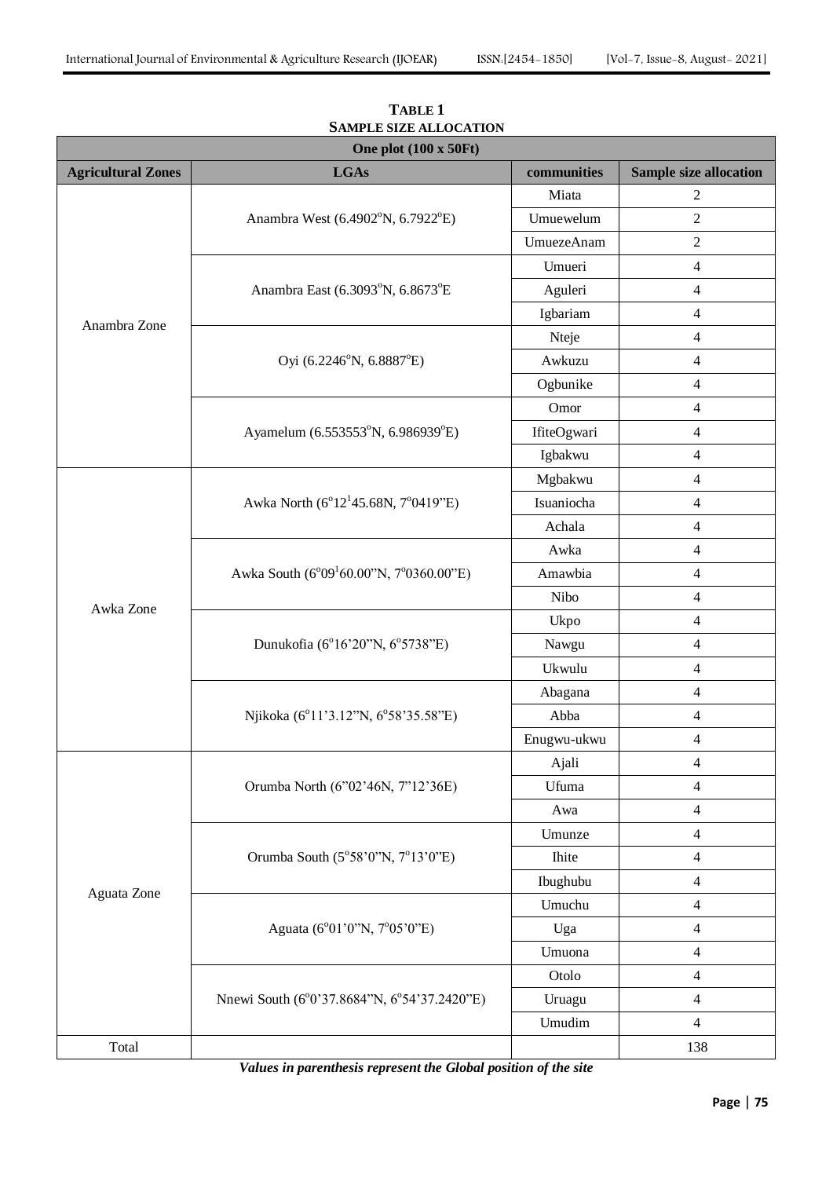**TABLE 1**
**SAMPLE SIZE ALLOCATION**

| One plot (100 x 50Ft) | | | |
|---|---|---|---|
| **Agricultural Zones** | **LGAs** | **communities** | **Sample size allocation** |
| Anambra Zone | Anambra West (6.4902°N, 6.7922°E) | Miata | 2 |
| | | Umuewelum | 2 |
| | | UmuezeAnam | 2 |
| | Anambra East (6.3093°N, 6.8673°E | Umueri | 4 |
| | | Aguleri | 4 |
| | | Igbariam | 4 |
| | Oyi (6.2246°N, 6.8887°E) | Nteje | 4 |
| | | Awkuzu | 4 |
| | | Ogbunike | 4 |
| | Ayamelum (6.553553°N, 6.986939°E) | Omor | 4 |
| | | IfiteOgwari | 4 |
| | | Igbakwu | 4 |
| Awka Zone | Awka North (6°12[1]45.68N, 7°0419"E) | Mgbakwu | 4 |
| | | Isuaniocha | 4 |
| | | Achala | 4 |
| | Awka South (6°09[1]60.00"N, 7°0360.00"E) | Awka | 4 |
| | | Amawbia | 4 |
| | | Nibo | 4 |
| | Dunukofia (6°16'20"N, 6°5738"E) | Ukpo | 4 |
| | | Nawgu | 4 |
| | | Ukwulu | 4 |
| | Njikoka (6°11'3.12"N, 6°58'35.58"E) | Abagana | 4 |
| | | Abba | 4 |
| | | Enugwu-ukwu | 4 |
| Aguata Zone | Orumba North (6"02'46N, 7"12'36E) | Ajali | 4 |
| | | Ufuma | 4 |
| | | Awa | 4 |
| | Orumba South (5°58'0"N, 7°13'0"E) | Umunze | 4 |
| | | Ihite | 4 |
| | | Ibughubu | 4 |
| | Aguata (6°01'0"N, 7°05'0"E) | Umuchu | 4 |
| | | Uga | 4 |
| | | Umuona | 4 |
| | Nnewi South (6°0'37.8684"N, 6°54'37.2420"E) | Otolo | 4 |
| | | Uruagu | 4 |
| | | Umudim | 4 |
| Total | | | 138 |

***Values in parenthesis represent the Global position of the site***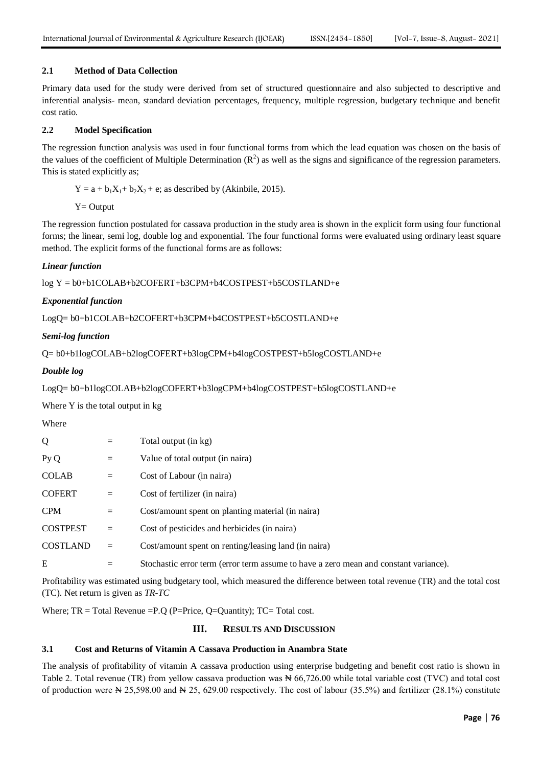### 2.1 Method of Data Collection

Primary data used for the study were derived from set of structured questionnaire and also subjected to descriptive and inferential analysis- mean, standard deviation percentages, frequency, multiple regression, budgetary technique and benefit cost ratio.

### 2.2 Model Specification

The regression function analysis was used in four functional forms from which the lead equation was chosen on the basis of the values of the coefficient of Multiple Determination ($R^2$) as well as the signs and significance of the regression parameters. This is stated explicitly as;

$Y = a + b_1X_1 + b_2X_2 + e$; as described by (Akinbile, 2015).

Y= Output

The regression function postulated for cassava production in the study area is shown in the explicit form using four functional forms; the linear, semi log, double log and exponential. The four functional forms were evaluated using ordinary least square method. The explicit forms of the functional forms are as follows:

***Linear function***

log Y = b0+b1COLAB+b2COFERT+b3CPM+b4COSTPEST+b5COSTLAND+e

***Exponential function***

LogQ= b0+b1COLAB+b2COFERT+b3CPM+b4COSTPEST+b5COSTLAND+e

***Semi-log function***

Q= b0+b1logCOLAB+b2logCOFERT+b3logCPM+b4logCOSTPEST+b5logCOSTLAND+e

***Double log***

LogQ= b0+b1logCOLAB+b2logCOFERT+b3logCPM+b4logCOSTPEST+b5logCOSTLAND+e

Where Y is the total output in kg

Where

| | | |
|---|---|---|
| Q | = | Total output (in kg) |
| Py Q | = | Value of total output (in naira) |
| COLAB | = | Cost of Labour (in naira) |
| COFERT | = | Cost of fertilizer (in naira) |
| CPM | = | Cost/amount spent on planting material (in naira) |
| COSTPEST | = | Cost of pesticides and herbicides (in naira) |
| COSTLAND | = | Cost/amount spent on renting/leasing land (in naira) |
| E | = | Stochastic error term (error term assume to have a zero mean and constant variance). |

Profitability was estimated using budgetary tool, which measured the difference between total revenue (TR) and the total cost (TC). Net return is given as *TR-TC*

Where; TR = Total Revenue =P.Q (P=Price, Q=Quantity); TC= Total cost.

## III. RESULTS AND DISCUSSION

### 3.1 Cost and Returns of Vitamin A Cassava Production in Anambra State

The analysis of profitability of vitamin A cassava production using enterprise budgeting and benefit cost ratio is shown in Table 2. Total revenue (TR) from yellow cassava production was ₦ 66,726.00 while total variable cost (TVC) and total cost of production were ₦ 25,598.00 and ₦ 25, 629.00 respectively. The cost of labour (35.5%) and fertilizer (28.1%) constitute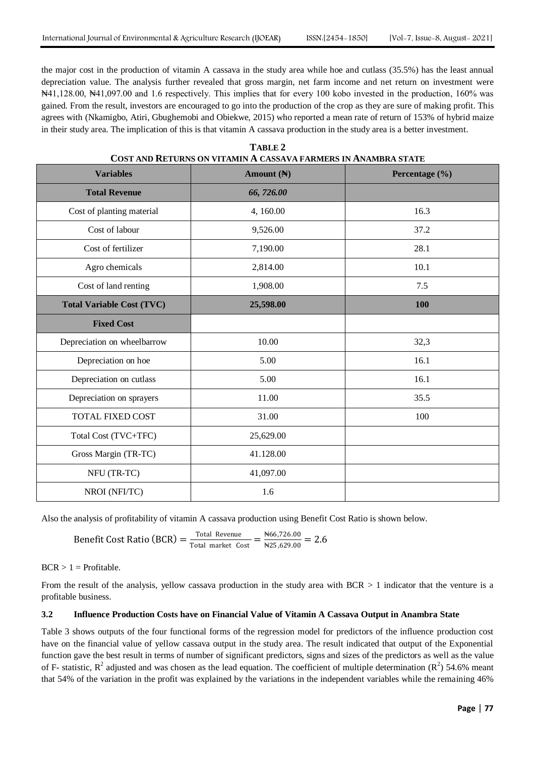the major cost in the production of vitamin A cassava in the study area while hoe and cutlass (35.5%) has the least annual depreciation value. The analysis further revealed that gross margin, net farm income and net return on investment were ₦41,128.00, ₦41,097.00 and 1.6 respectively. This implies that for every 100 kobo invested in the production, 160% was gained. From the result, investors are encouraged to go into the production of the crop as they are sure of making profit. This agrees with (Nkamigbo, Atiri, Gbughemobi and Obiekwe, 2015) who reported a mean rate of return of 153% of hybrid maize in their study area. The implication of this is that vitamin A cassava production in the study area is a better investment.

**TABLE 2**
**COST AND RETURNS ON VITAMIN A CASSAVA FARMERS IN ANAMBRA STATE**

| Variables | Amount (₦) | Percentage (%) |
|---|---|---|
| **Total Revenue** | ***66, 726.00*** | |
| Cost of planting material | 4, 160.00 | 16.3 |
| Cost of labour | 9,526.00 | 37.2 |
| Cost of fertilizer | 7,190.00 | 28.1 |
| Agro chemicals | 2,814.00 | 10.1 |
| Cost of land renting | 1,908.00 | 7.5 |
| **Total Variable Cost (TVC)** | **25,598.00** | **100** |
| **Fixed Cost** | | |
| Depreciation on wheelbarrow | 10.00 | 32,3 |
| Depreciation on hoe | 5.00 | 16.1 |
| Depreciation on cutlass | 5.00 | 16.1 |
| Depreciation on sprayers | 11.00 | 35.5 |
| TOTAL FIXED COST | 31.00 | 100 |
| Total Cost (TVC+TFC) | 25,629.00 | |
| Gross Margin (TR-TC) | 41.128.00 | |
| NFU (TR-TC) | 41,097.00 | |
| NROI (NFI/TC) | 1.6 | |

Also the analysis of profitability of vitamin A cassava production using Benefit Cost Ratio is shown below.

$$\text{Benefit Cost Ratio (BCR)} = \frac{\text{Total Revenue}}{\text{Total market Cost}} = \frac{₦66{,}726.00}{₦25{,}629.00} = 2.6$$

BCR > 1 = Profitable.

From the result of the analysis, yellow cassava production in the study area with BCR > 1 indicator that the venture is a profitable business.

### 3.2 Influence Production Costs have on Financial Value of Vitamin A Cassava Output in Anambra State

Table 3 shows outputs of the four functional forms of the regression model for predictors of the influence production cost have on the financial value of yellow cassava output in the study area. The result indicated that output of the Exponential function gave the best result in terms of number of significant predictors, signs and sizes of the predictors as well as the value of F- statistic, $R^2$ adjusted and was chosen as the lead equation. The coefficient of multiple determination ($R^2$) 54.6% meant that 54% of the variation in the profit was explained by the variations in the independent variables while the remaining 46%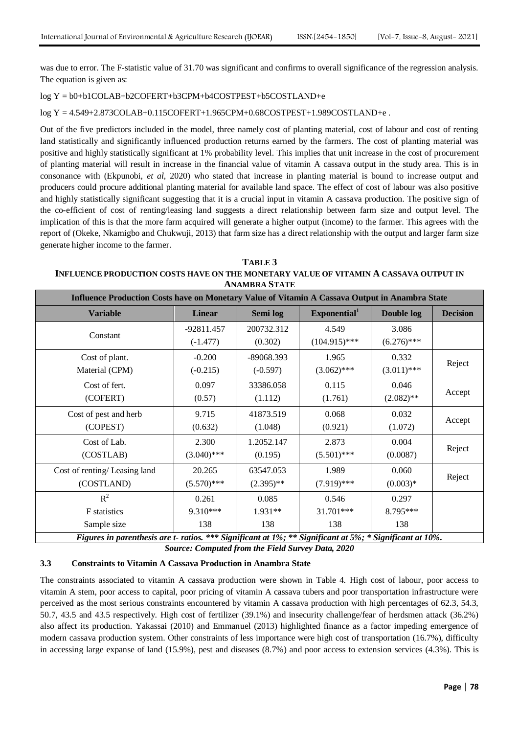was due to error. The F-statistic value of 31.70 was significant and confirms to overall significance of the regression analysis. The equation is given as:

log Y = b0+b1COLAB+b2COFERT+b3CPM+b4COSTPEST+b5COSTLAND+e

log Y = 4.549+2.873COLAB+0.115COFERT+1.965CPM+0.68COSTPEST+1.989COSTLAND+e .

Out of the five predictors included in the model, three namely cost of planting material, cost of labour and cost of renting land statistically and significantly influenced production returns earned by the farmers. The cost of planting material was positive and highly statistically significant at 1% probability level. This implies that unit increase in the cost of procurement of planting material will result in increase in the financial value of vitamin A cassava output in the study area. This is in consonance with (Ekpunobi, *et al*, 2020) who stated that increase in planting material is bound to increase output and producers could procure additional planting material for available land space. The effect of cost of labour was also positive and highly statistically significant suggesting that it is a crucial input in vitamin A cassava production. The positive sign of the co-efficient of cost of renting/leasing land suggests a direct relationship between farm size and output level. The implication of this is that the more farm acquired will generate a higher output (income) to the farmer. This agrees with the report of (Okeke, Nkamigbo and Chukwuji, 2013) that farm size has a direct relationship with the output and larger farm size generate higher income to the farmer.

**TABLE 3**
**INFLUENCE PRODUCTION COSTS HAVE ON THE MONETARY VALUE OF VITAMIN A CASSAVA OUTPUT IN ANAMBRA STATE**

| Influence Production Costs have on Monetary Value of Vitamin A Cassava Output in Anambra State | | | | | |
|---|---|---|---|---|---|
| **Variable** | **Linear** | **Semi log** | **Exponential[1]** | **Double log** | **Decision** |
| Constant | -92811.457 (-1.477) | 200732.312 (0.302) | 4.549 (104.915)*** | 3.086 (6.276)*** | |
| Cost of plant. Material (CPM) | -0.200 (-0.215) | -89068.393 (-0.597) | 1.965 (3.062)*** | 0.332 (3.011)*** | Reject |
| Cost of fert. (COFERT) | 0.097 (0.57) | 33386.058 (1.112) | 0.115 (1.761) | 0.046 (2.082)** | Accept |
| Cost of pest and herb (COPEST) | 9.715 (0.632) | 41873.519 (1.048) | 0.068 (0.921) | 0.032 (1.072) | Accept |
| Cost of Lab. (COSTLAB) | 2.300 (3.040)*** | 1.2052.147 (0.195) | 2.873 (5.501)*** | 0.004 (0.0087) | Reject |
| Cost of renting/ Leasing land (COSTLAND) | 20.265 (5.570)*** | 63547.053 (2.395)** | 1.989 (7.919)*** | 0.060 (0.003)* | Reject |
| $R^2$ | 0.261 | 0.085 | 0.546 | 0.297 | |
| F statistics | 9.310*** | 1.931** | 31.701*** | 8.795*** | |
| Sample size | 138 | 138 | 138 | 138 | |

***Figures in parenthesis are t- ratios. \*\*\* Significant at 1%; \*\* Significant at 5%; \* Significant at 10%.***

***Source: Computed from the Field Survey Data, 2020***

### 3.3 Constraints to Vitamin A Cassava Production in Anambra State

The constraints associated to vitamin A cassava production were shown in Table 4. High cost of labour, poor access to vitamin A stem, poor access to capital, poor pricing of vitamin A cassava tubers and poor transportation infrastructure were perceived as the most serious constraints encountered by vitamin A cassava production with high percentages of 62.3, 54.3, 50.7, 43.5 and 43.5 respectively. High cost of fertilizer (39.1%) and insecurity challenge/fear of herdsmen attack (36.2%) also affect its production. Yakassai (2010) and Emmanuel (2013) highlighted finance as a factor impeding emergence of modern cassava production system. Other constraints of less importance were high cost of transportation (16.7%), difficulty in accessing large expanse of land (15.9%), pest and diseases (8.7%) and poor access to extension services (4.3%). This is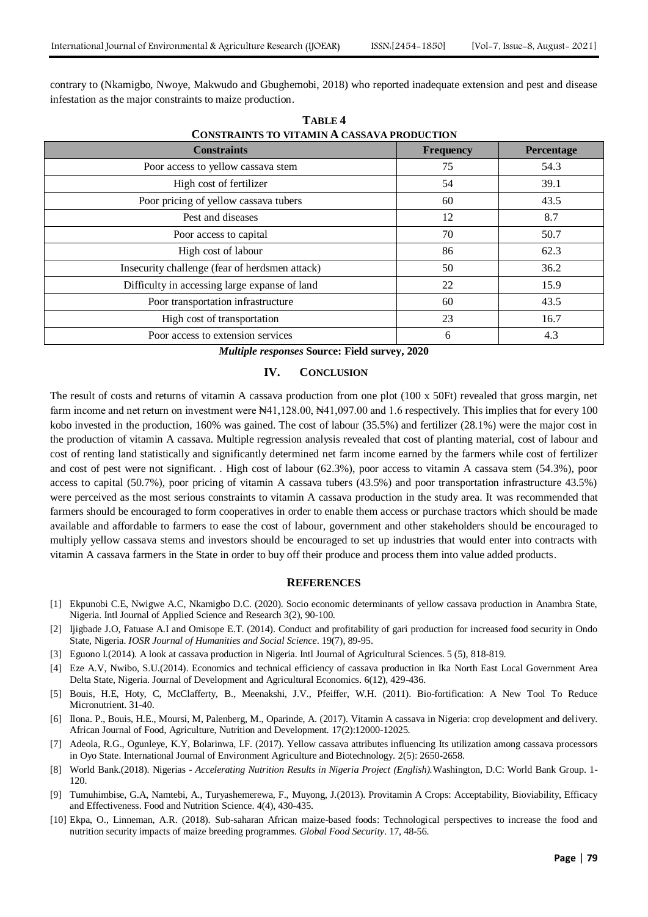contrary to (Nkamigbo, Nwoye, Makwudo and Gbughemobi, 2018) who reported inadequate extension and pest and disease infestation as the major constraints to maize production.

**TABLE 4**
**CONSTRAINTS TO VITAMIN A CASSAVA PRODUCTION**

| Constraints | Frequency | Percentage |
|---|---|---|
| Poor access to yellow cassava stem | 75 | 54.3 |
| High cost of fertilizer | 54 | 39.1 |
| Poor pricing of yellow cassava tubers | 60 | 43.5 |
| Pest and diseases | 12 | 8.7 |
| Poor access to capital | 70 | 50.7 |
| High cost of labour | 86 | 62.3 |
| Insecurity challenge (fear of herdsmen attack) | 50 | 36.2 |
| Difficulty in accessing large expanse of land | 22 | 15.9 |
| Poor transportation infrastructure | 60 | 43.5 |
| High cost of transportation | 23 | 16.7 |
| Poor access to extension services | 6 | 4.3 |

***Multiple responses*** **Source: Field survey, 2020**

## IV. CONCLUSION

The result of costs and returns of vitamin A cassava production from one plot (100 x 50Ft) revealed that gross margin, net farm income and net return on investment were ₦41,128.00, ₦41,097.00 and 1.6 respectively. This implies that for every 100 kobo invested in the production, 160% was gained. The cost of labour (35.5%) and fertilizer (28.1%) were the major cost in the production of vitamin A cassava. Multiple regression analysis revealed that cost of planting material, cost of labour and cost of renting land statistically and significantly determined net farm income earned by the farmers while cost of fertilizer and cost of pest were not significant. . High cost of labour (62.3%), poor access to vitamin A cassava stem (54.3%), poor access to capital (50.7%), poor pricing of vitamin A cassava tubers (43.5%) and poor transportation infrastructure 43.5%) were perceived as the most serious constraints to vitamin A cassava production in the study area. It was recommended that farmers should be encouraged to form cooperatives in order to enable them access or purchase tractors which should be made available and affordable to farmers to ease the cost of labour, government and other stakeholders should be encouraged to multiply yellow cassava stems and investors should be encouraged to set up industries that would enter into contracts with vitamin A cassava farmers in the State in order to buy off their produce and process them into value added products.

## REFERENCES

[1] Ekpunobi C.E, Nwigwe A.C, Nkamigbo D.C. (2020). Socio economic determinants of yellow cassava production in Anambra State, Nigeria. Intl Journal of Applied Science and Research 3(2), 90-100.

[2] Ijigbade J.O, Fatuase A.I and Omisope E.T. (2014). Conduct and profitability of gari production for increased food security in Ondo State, Nigeria. *IOSR Journal of Humanities and Social Science*. 19(7), 89-95.

[3] Eguono I.(2014). A look at cassava production in Nigeria. Intl Journal of Agricultural Sciences. 5 (5), 818-819.

[4] Eze A.V, Nwibo, S.U.(2014). Economics and technical efficiency of cassava production in Ika North East Local Government Area Delta State, Nigeria. Journal of Development and Agricultural Economics. 6(12), 429-436.

[5] Bouis, H.E, Hoty, C, McClafferty, B., Meenakshi, J.V., Pfeiffer, W.H. (2011). Bio-fortification: A New Tool To Reduce Micronutrient. 31-40.

[6] Ilona. P., Bouis, H.E., Moursi, M, Palenberg, M., Oparinde, A. (2017). Vitamin A cassava in Nigeria: crop development and delivery. African Journal of Food, Agriculture, Nutrition and Development. 17(2):12000-12025.

[7] Adeola, R.G., Ogunleye, K.Y, Bolarinwa, I.F. (2017). Yellow cassava attributes influencing Its utilization among cassava processors in Oyo State. International Journal of Environment Agriculture and Biotechnology. 2(5): 2650-2658.

[8] World Bank.(2018). Nigerias - *Accelerating Nutrition Results in Nigeria Project (English)*.Washington, D.C: World Bank Group. 1-120.

[9] Tumuhimbise, G.A, Namtebi, A., Turyashemerewa, F., Muyong, J.(2013). Provitamin A Crops: Acceptability, Bioviability, Efficacy and Effectiveness. Food and Nutrition Science. 4(4), 430-435.

[10] Ekpa, O., Linneman, A.R. (2018). Sub-saharan African maize-based foods: Technological perspectives to increase the food and nutrition security impacts of maize breeding programmes. *Global Food Security*. 17, 48-56.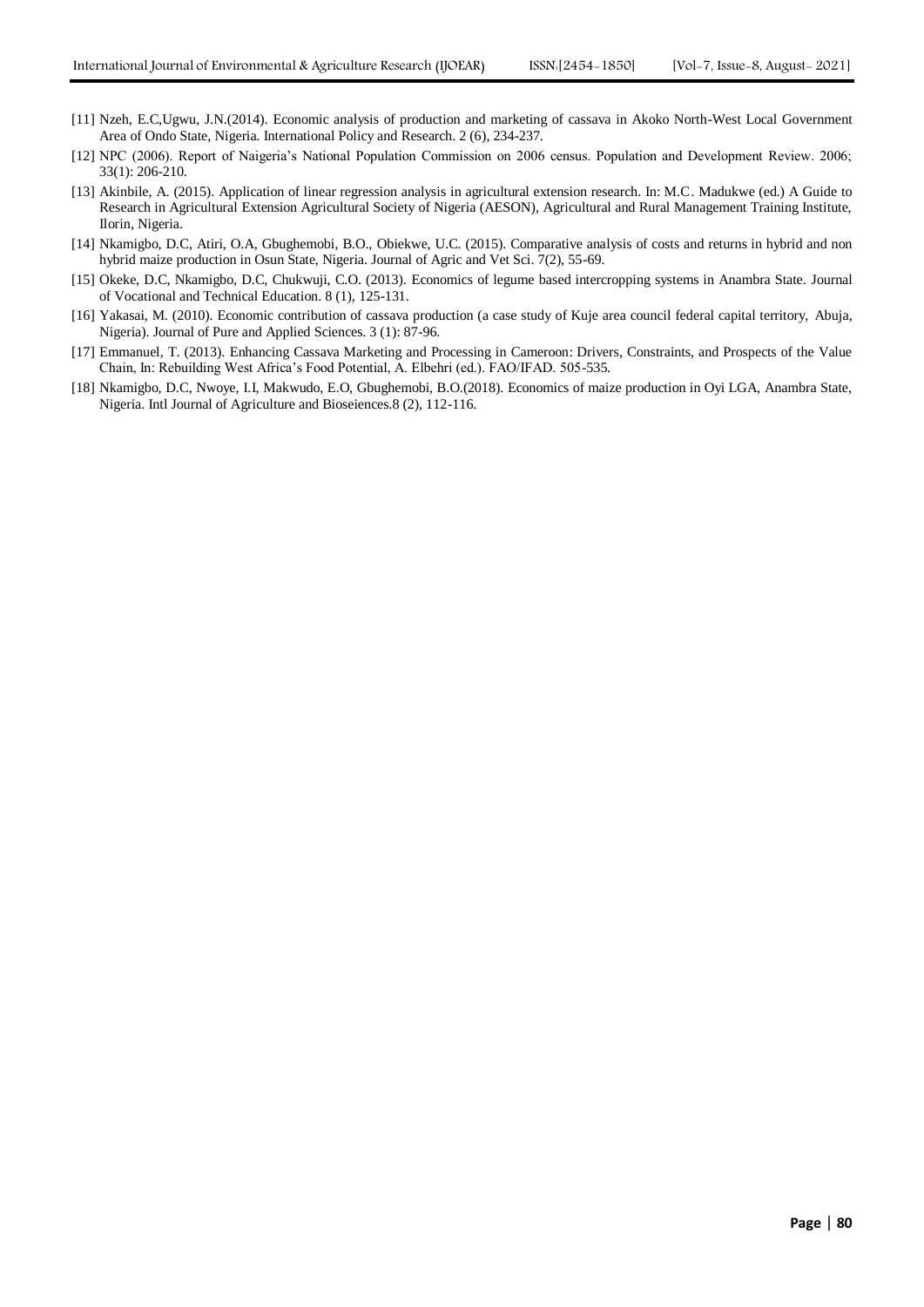[11] Nzeh, E.C,Ugwu, J.N.(2014). Economic analysis of production and marketing of cassava in Akoko North-West Local Government Area of Ondo State, Nigeria. International Policy and Research. 2 (6), 234-237.

[12] NPC (2006). Report of Naigeria's National Population Commission on 2006 census. Population and Development Review. 2006; 33(1): 206-210.

[13] Akinbile, A. (2015). Application of linear regression analysis in agricultural extension research. In: M.C. Madukwe (ed.) A Guide to Research in Agricultural Extension Agricultural Society of Nigeria (AESON), Agricultural and Rural Management Training Institute, Ilorin, Nigeria.

[14] Nkamigbo, D.C, Atiri, O.A, Gbughemobi, B.O., Obiekwe, U.C. (2015). Comparative analysis of costs and returns in hybrid and non hybrid maize production in Osun State, Nigeria. Journal of Agric and Vet Sci. 7(2), 55-69.

[15] Okeke, D.C, Nkamigbo, D.C, Chukwuji, C.O. (2013). Economics of legume based intercropping systems in Anambra State. Journal of Vocational and Technical Education. 8 (1), 125-131.

[16] Yakasai, M. (2010). Economic contribution of cassava production (a case study of Kuje area council federal capital territory, Abuja, Nigeria). Journal of Pure and Applied Sciences. 3 (1): 87-96.

[17] Emmanuel, T. (2013). Enhancing Cassava Marketing and Processing in Cameroon: Drivers, Constraints, and Prospects of the Value Chain, In: Rebuilding West Africa's Food Potential, A. Elbehri (ed.). FAO/IFAD. 505-535.

[18] Nkamigbo, D.C, Nwoye, I.I, Makwudo, E.O, Gbughemobi, B.O.(2018). Economics of maize production in Oyi LGA, Anambra State, Nigeria. Intl Journal of Agriculture and Bioseiences.8 (2), 112-116.